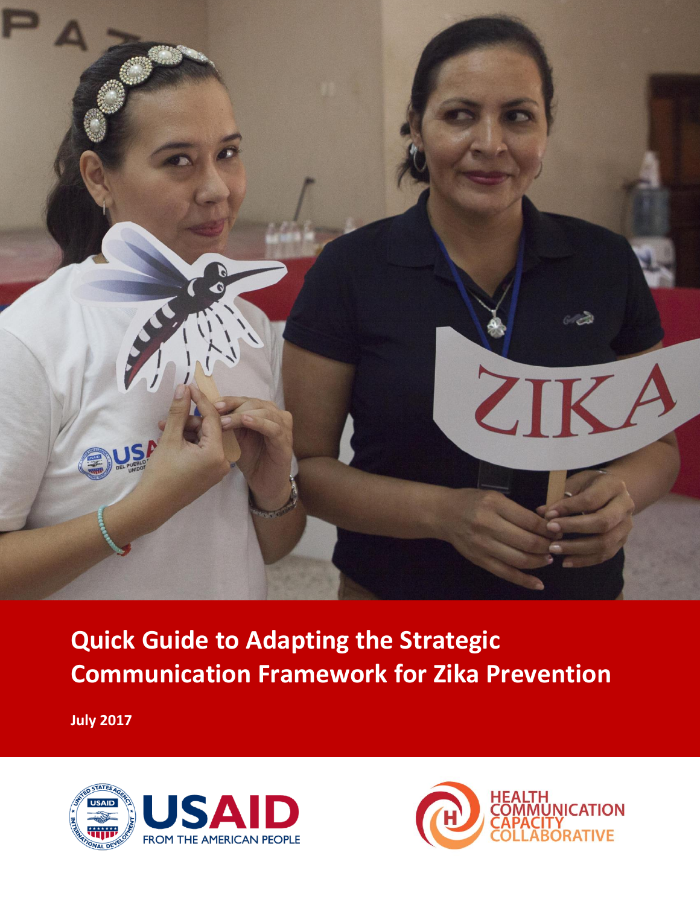# Quick Guide to Adapting the Strategic Communication Framework for Zika Prevention

**July 2017**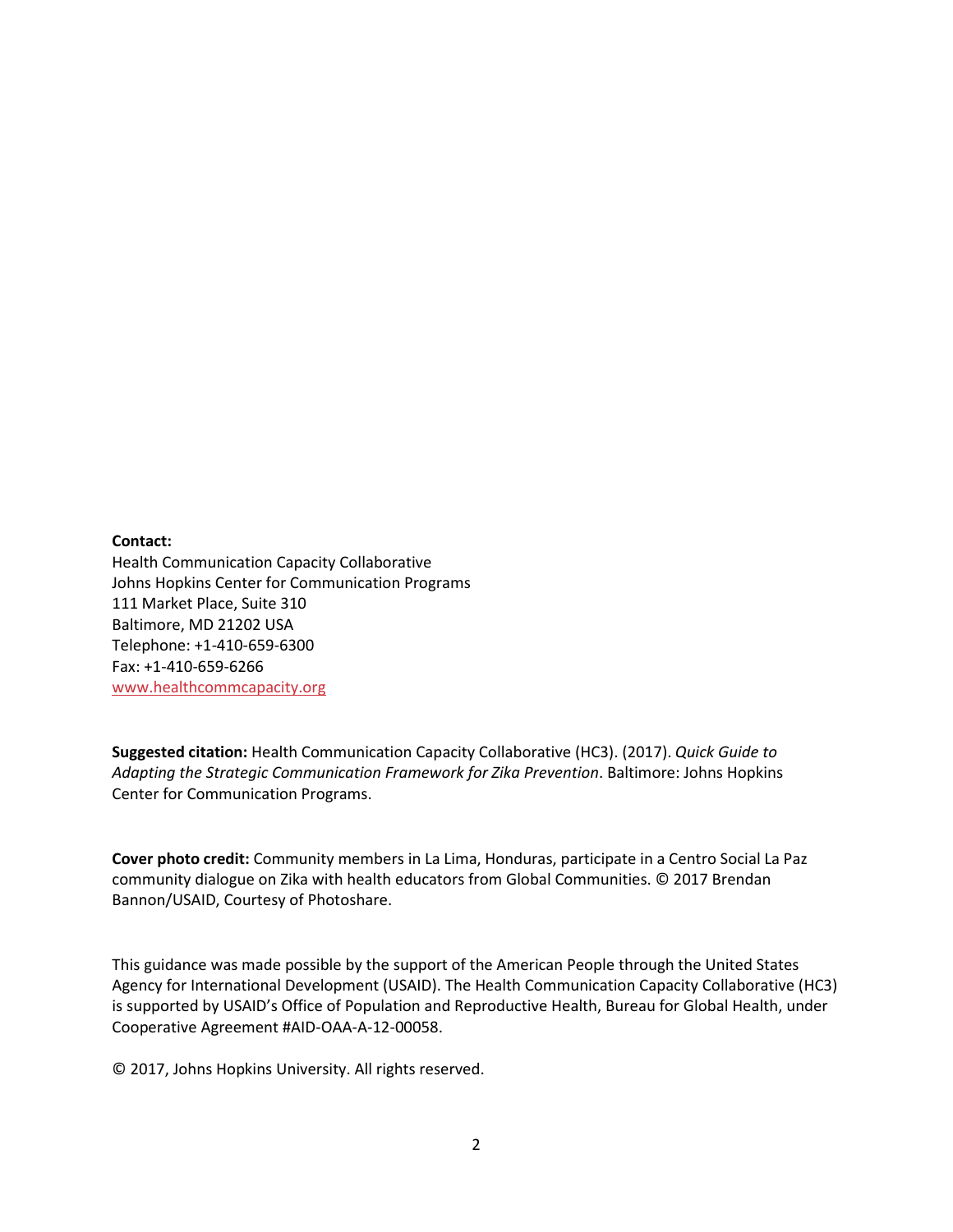**Contact:**
Health Communication Capacity Collaborative
Johns Hopkins Center for Communication Programs
111 Market Place, Suite 310
Baltimore, MD 21202 USA
Telephone: +1-410-659-6300
Fax: +1-410-659-6266
www.healthcommcapacity.org

**Suggested citation:** Health Communication Capacity Collaborative (HC3). (2017). *Quick Guide to Adapting the Strategic Communication Framework for Zika Prevention*. Baltimore: Johns Hopkins Center for Communication Programs.

**Cover photo credit:** Community members in La Lima, Honduras, participate in a Centro Social La Paz community dialogue on Zika with health educators from Global Communities. © 2017 Brendan Bannon/USAID, Courtesy of Photoshare.

This guidance was made possible by the support of the American People through the United States Agency for International Development (USAID). The Health Communication Capacity Collaborative (HC3) is supported by USAID's Office of Population and Reproductive Health, Bureau for Global Health, under Cooperative Agreement #AID-OAA-A-12-00058.

© 2017, Johns Hopkins University. All rights reserved.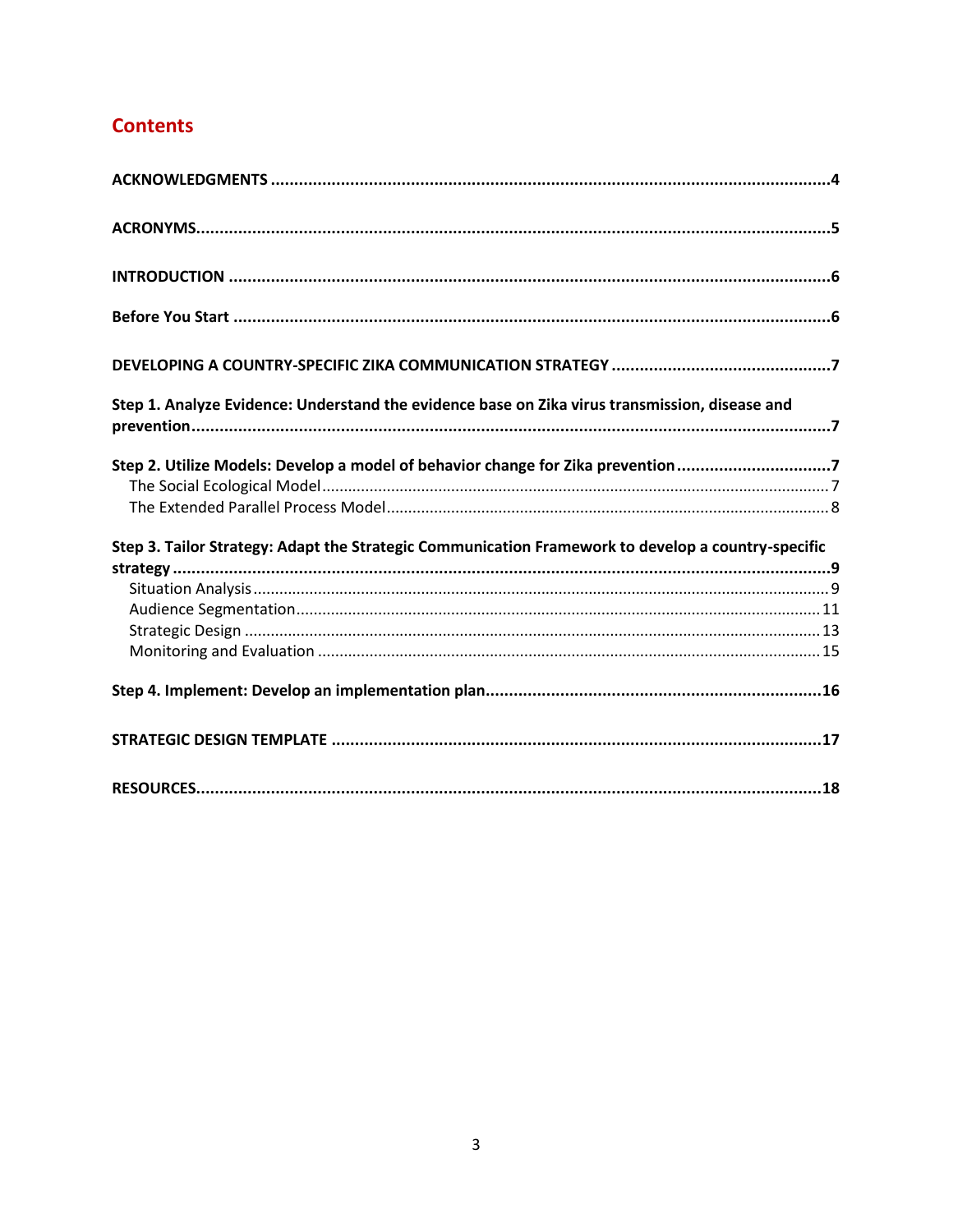# Contents

**ACKNOWLEDGMENTS** ........................................................................ 4

**ACRONYMS** ........................................................................ 5

**INTRODUCTION** ........................................................................ 6

**Before You Start** ........................................................................ 6

**DEVELOPING A COUNTRY-SPECIFIC ZIKA COMMUNICATION STRATEGY** ........................................ 7

**Step 1. Analyze Evidence: Understand the evidence base on Zika virus transmission, disease and prevention** ........................................................................ 7

**Step 2. Utilize Models: Develop a model of behavior change for Zika prevention** ........................ 7

- The Social Ecological Model ........................................................................ 7
- The Extended Parallel Process Model ........................................................................ 8

**Step 3. Tailor Strategy: Adapt the Strategic Communication Framework to develop a country-specific strategy** ........................................................................ 9

- Situation Analysis ........................................................................ 9
- Audience Segmentation ........................................................................ 11
- Strategic Design ........................................................................ 13
- Monitoring and Evaluation ........................................................................ 15

**Step 4. Implement: Develop an implementation plan** ........................................................ 16

**STRATEGIC DESIGN TEMPLATE** ........................................................................ 17

**RESOURCES** ........................................................................ 18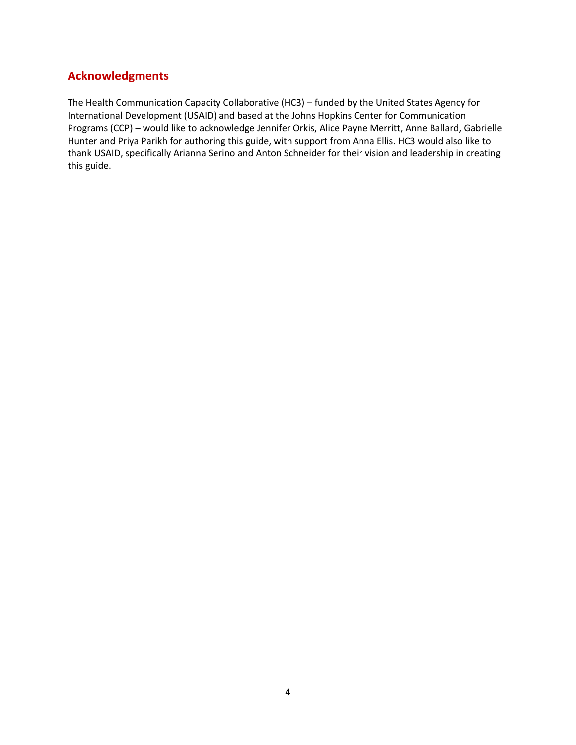## Acknowledgments

The Health Communication Capacity Collaborative (HC3) – funded by the United States Agency for International Development (USAID) and based at the Johns Hopkins Center for Communication Programs (CCP) – would like to acknowledge Jennifer Orkis, Alice Payne Merritt, Anne Ballard, Gabrielle Hunter and Priya Parikh for authoring this guide, with support from Anna Ellis. HC3 would also like to thank USAID, specifically Arianna Serino and Anton Schneider for their vision and leadership in creating this guide.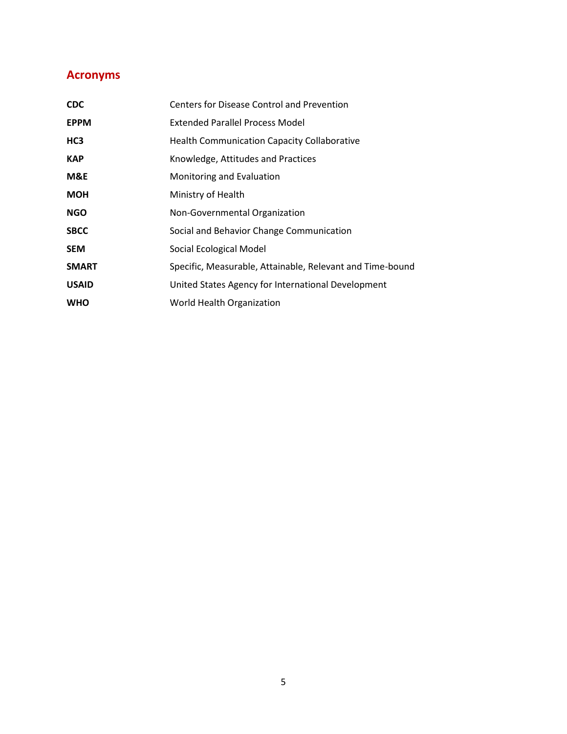## Acronyms

| | |
|---|---|
| **CDC** | Centers for Disease Control and Prevention |
| **EPPM** | Extended Parallel Process Model |
| **HC3** | Health Communication Capacity Collaborative |
| **KAP** | Knowledge, Attitudes and Practices |
| **M&E** | Monitoring and Evaluation |
| **MOH** | Ministry of Health |
| **NGO** | Non-Governmental Organization |
| **SBCC** | Social and Behavior Change Communication |
| **SEM** | Social Ecological Model |
| **SMART** | Specific, Measurable, Attainable, Relevant and Time-bound |
| **USAID** | United States Agency for International Development |
| **WHO** | World Health Organization |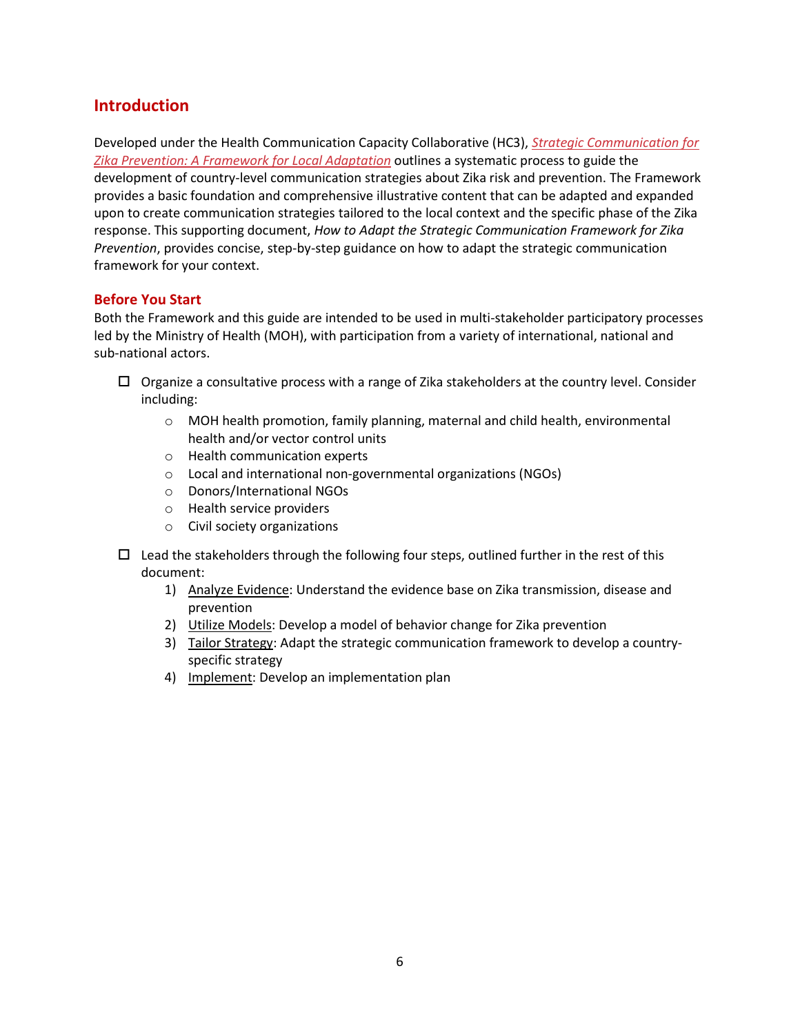## Introduction

Developed under the Health Communication Capacity Collaborative (HC3), *Strategic Communication for Zika Prevention: A Framework for Local Adaptation* outlines a systematic process to guide the development of country-level communication strategies about Zika risk and prevention. The Framework provides a basic foundation and comprehensive illustrative content that can be adapted and expanded upon to create communication strategies tailored to the local context and the specific phase of the Zika response. This supporting document, *How to Adapt the Strategic Communication Framework for Zika Prevention*, provides concise, step-by-step guidance on how to adapt the strategic communication framework for your context.

### Before You Start

Both the Framework and this guide are intended to be used in multi-stakeholder participatory processes led by the Ministry of Health (MOH), with participation from a variety of international, national and sub-national actors.

- ☐ Organize a consultative process with a range of Zika stakeholders at the country level. Consider including:
    - MOH health promotion, family planning, maternal and child health, environmental health and/or vector control units
    - Health communication experts
    - Local and international non-governmental organizations (NGOs)
    - Donors/International NGOs
    - Health service providers
    - Civil society organizations
- ☐ Lead the stakeholders through the following four steps, outlined further in the rest of this document:
    1) Analyze Evidence: Understand the evidence base on Zika transmission, disease and prevention
    2) Utilize Models: Develop a model of behavior change for Zika prevention
    3) Tailor Strategy: Adapt the strategic communication framework to develop a country-specific strategy
    4) Implement: Develop an implementation plan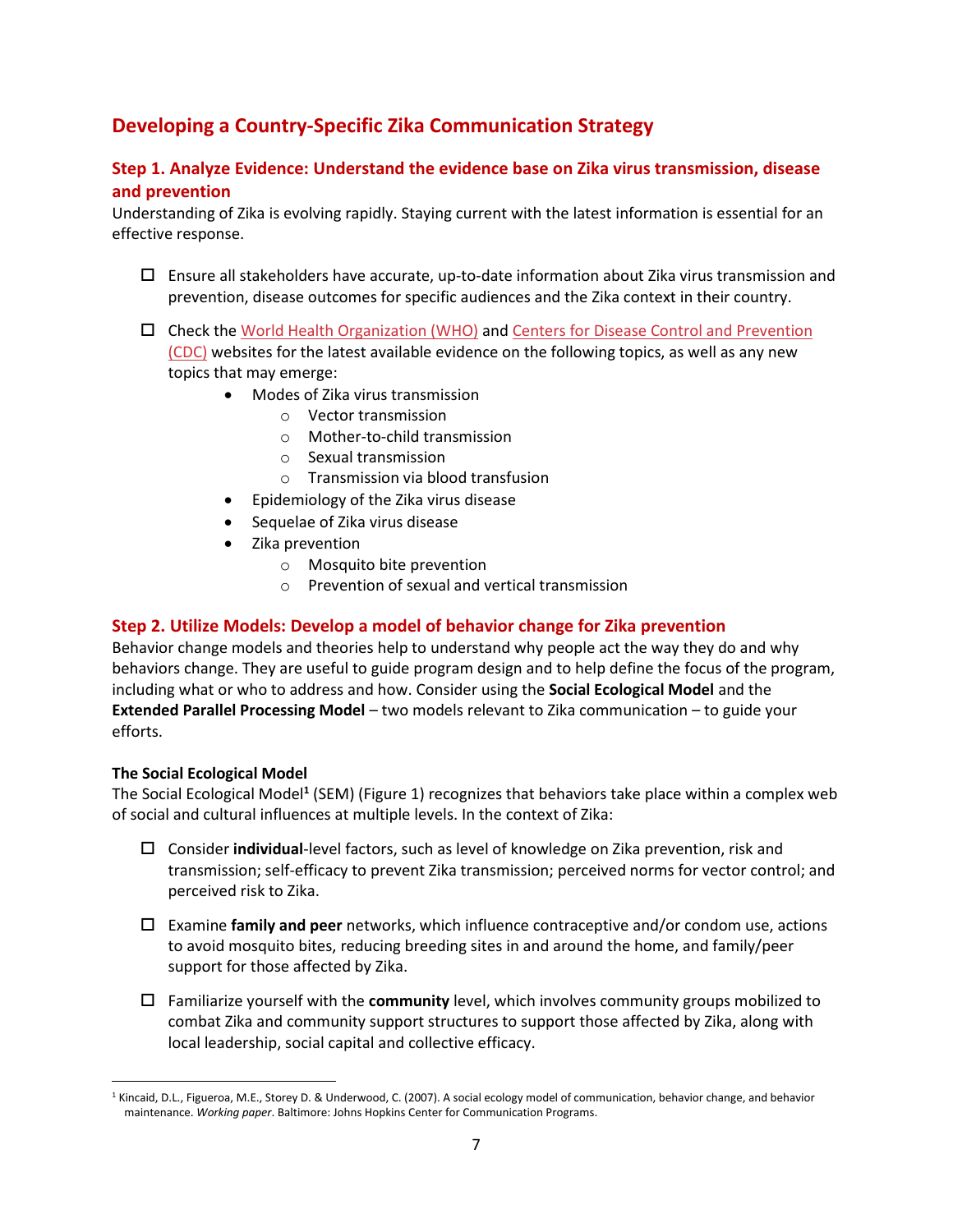## Developing a Country-Specific Zika Communication Strategy

### Step 1. Analyze Evidence: Understand the evidence base on Zika virus transmission, disease and prevention

Understanding of Zika is evolving rapidly. Staying current with the latest information is essential for an effective response.

- ☐ Ensure all stakeholders have accurate, up-to-date information about Zika virus transmission and prevention, disease outcomes for specific audiences and the Zika context in their country.
- ☐ Check the World Health Organization (WHO) and Centers for Disease Control and Prevention (CDC) websites for the latest available evidence on the following topics, as well as any new topics that may emerge:
  - Modes of Zika virus transmission
    - Vector transmission
    - Mother-to-child transmission
    - Sexual transmission
    - Transmission via blood transfusion
  - Epidemiology of the Zika virus disease
  - Sequelae of Zika virus disease
  - Zika prevention
    - Mosquito bite prevention
    - Prevention of sexual and vertical transmission

### Step 2. Utilize Models: Develop a model of behavior change for Zika prevention

Behavior change models and theories help to understand why people act the way they do and why behaviors change. They are useful to guide program design and to help define the focus of the program, including what or who to address and how. Consider using the **Social Ecological Model** and the **Extended Parallel Processing Model** – two models relevant to Zika communication – to guide your efforts.

**The Social Ecological Model**

The Social Ecological Model[1] (SEM) (Figure 1) recognizes that behaviors take place within a complex web of social and cultural influences at multiple levels. In the context of Zika:

- ☐ Consider **individual**-level factors, such as level of knowledge on Zika prevention, risk and transmission; self-efficacy to prevent Zika transmission; perceived norms for vector control; and perceived risk to Zika.
- ☐ Examine **family and peer** networks, which influence contraceptive and/or condom use, actions to avoid mosquito bites, reducing breeding sites in and around the home, and family/peer support for those affected by Zika.
- ☐ Familiarize yourself with the **community** level, which involves community groups mobilized to combat Zika and community support structures to support those affected by Zika, along with local leadership, social capital and collective efficacy.

---

[1] Kincaid, D.L., Figueroa, M.E., Storey D. & Underwood, C. (2007). A social ecology model of communication, behavior change, and behavior maintenance. *Working paper*. Baltimore: Johns Hopkins Center for Communication Programs.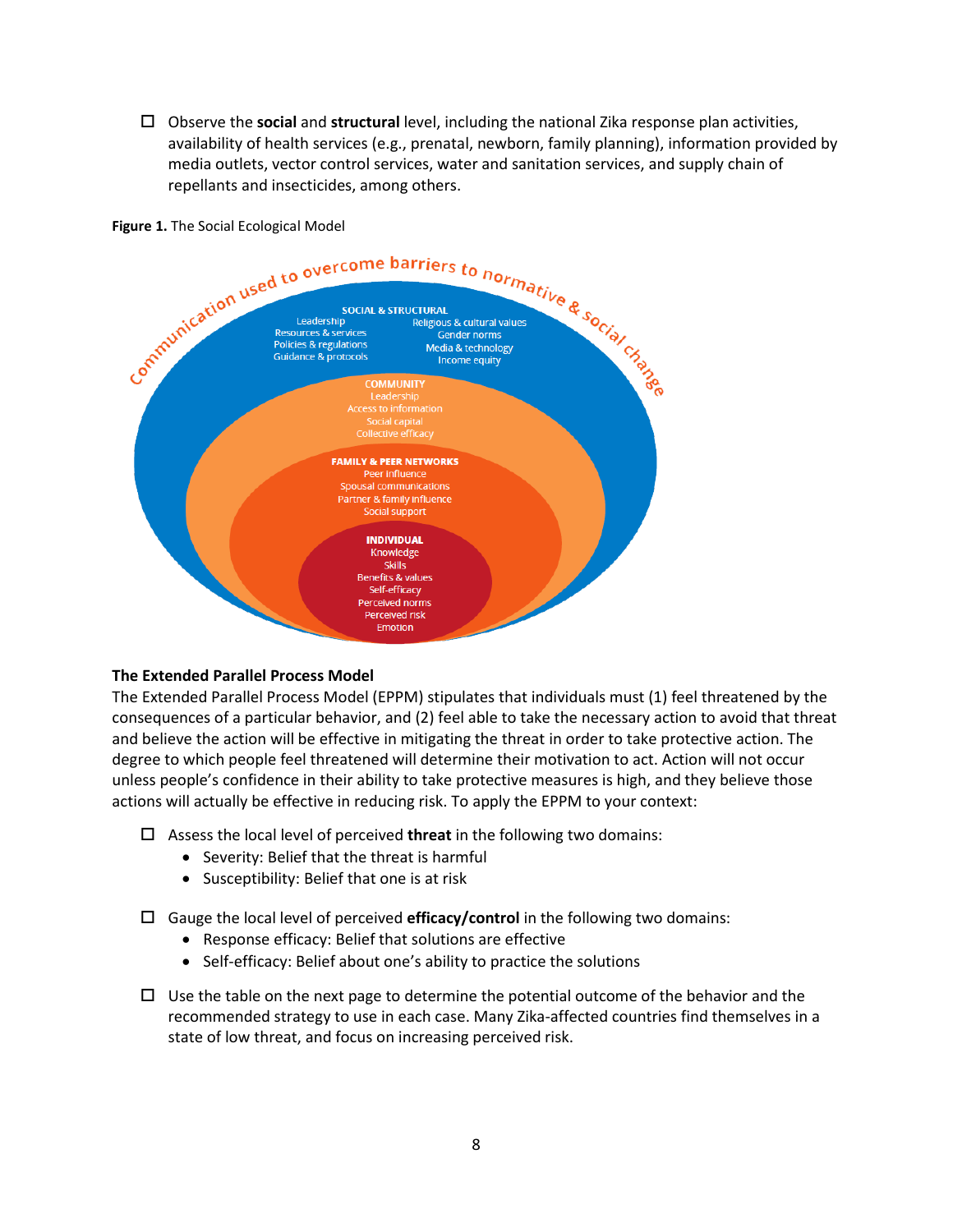- ☐ Observe the **social** and **structural** level, including the national Zika response plan activities, availability of health services (e.g., prenatal, newborn, family planning), information provided by media outlets, vector control services, water and sanitation services, and supply chain of repellants and insecticides, among others.

**Figure 1.** The Social Ecological Model

Communication used to overcome barriers to normative & social change

**SOCIAL & STRUCTURAL**
Leadership
Resources & services
Policies & regulations
Guidance & protocols
Religious & cultural values
Gender norms
Media & technology
Income equity

**COMMUNITY**
Leadership
Access to information
Social capital
Collective efficacy

**FAMILY & PEER NETWORKS**
Peer influence
Spousal communications
Partner & family influence
Social support

**INDIVIDUAL**
Knowledge
Skills
Benefits & values
Self-efficacy
Perceived norms
Perceived risk
Emotion

### The Extended Parallel Process Model

The Extended Parallel Process Model (EPPM) stipulates that individuals must (1) feel threatened by the consequences of a particular behavior, and (2) feel able to take the necessary action to avoid that threat and believe the action will be effective in mitigating the threat in order to take protective action. The degree to which people feel threatened will determine their motivation to act. Action will not occur unless people's confidence in their ability to take protective measures is high, and they believe those actions will actually be effective in reducing risk. To apply the EPPM to your context:

- ☐ Assess the local level of perceived **threat** in the following two domains:
  - Severity: Belief that the threat is harmful
  - Susceptibility: Belief that one is at risk

- ☐ Gauge the local level of perceived **efficacy/control** in the following two domains:
  - Response efficacy: Belief that solutions are effective
  - Self-efficacy: Belief about one's ability to practice the solutions

- ☐ Use the table on the next page to determine the potential outcome of the behavior and the recommended strategy to use in each case. Many Zika-affected countries find themselves in a state of low threat, and focus on increasing perceived risk.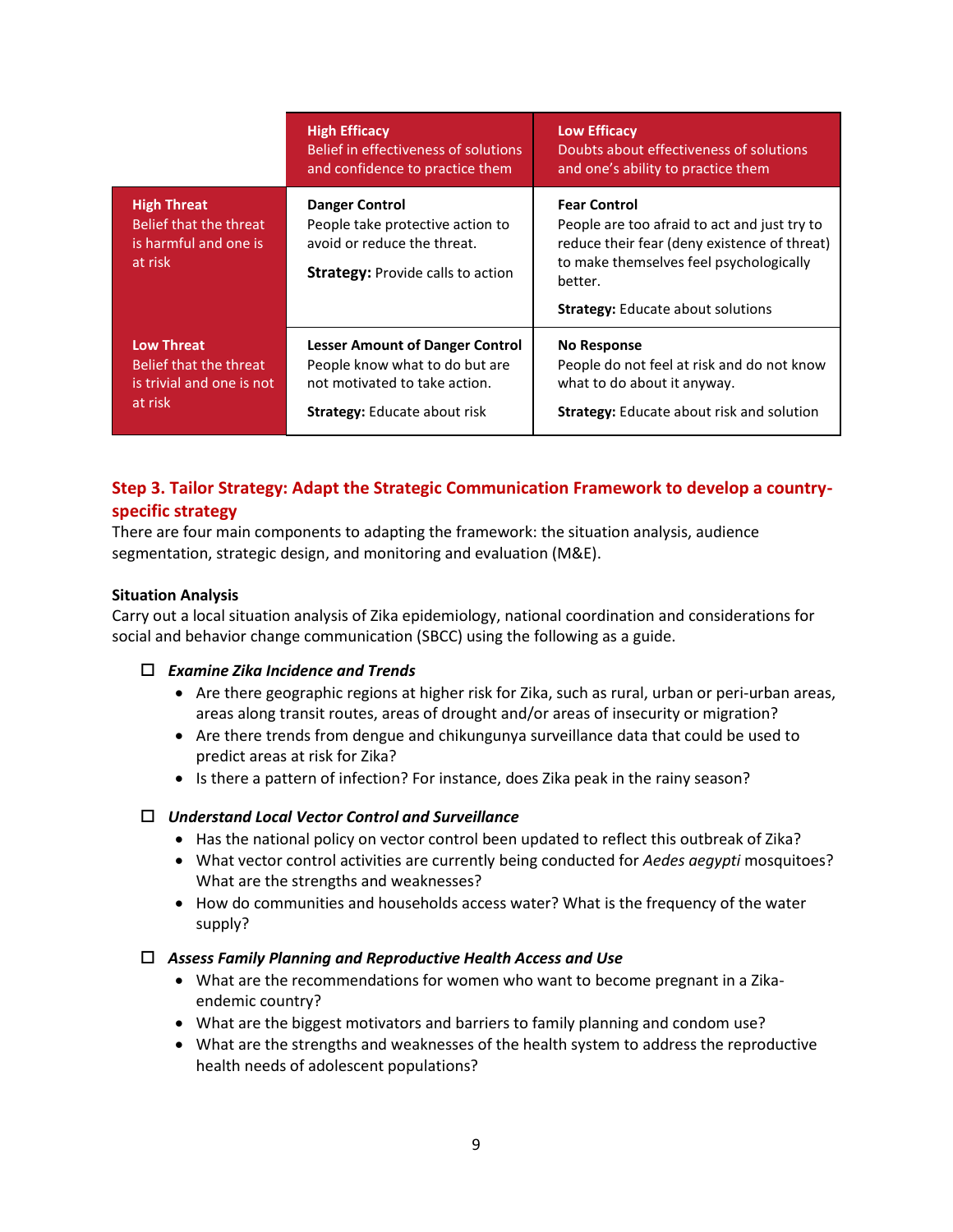| | **High Efficacy** Belief in effectiveness of solutions and confidence to practice them | **Low Efficacy** Doubts about effectiveness of solutions and one's ability to practice them |
|---|---|---|
| **High Threat** Belief that the threat is harmful and one is at risk | **Danger Control** People take protective action to avoid or reduce the threat. **Strategy:** Provide calls to action | **Fear Control** People are too afraid to act and just try to reduce their fear (deny existence of threat) to make themselves feel psychologically better. **Strategy:** Educate about solutions |
| **Low Threat** Belief that the threat is trivial and one is not at risk | **Lesser Amount of Danger Control** People know what to do but are not motivated to take action. **Strategy:** Educate about risk | **No Response** People do not feel at risk and do not know what to do about it anyway. **Strategy:** Educate about risk and solution |

## Step 3. Tailor Strategy: Adapt the Strategic Communication Framework to develop a country-specific strategy

There are four main components to adapting the framework: the situation analysis, audience segmentation, strategic design, and monitoring and evaluation (M&E).

### Situation Analysis

Carry out a local situation analysis of Zika epidemiology, national coordination and considerations for social and behavior change communication (SBCC) using the following as a guide.

☐ ***Examine Zika Incidence and Trends***

- Are there geographic regions at higher risk for Zika, such as rural, urban or peri-urban areas, areas along transit routes, areas of drought and/or areas of insecurity or migration?
- Are there trends from dengue and chikungunya surveillance data that could be used to predict areas at risk for Zika?
- Is there a pattern of infection? For instance, does Zika peak in the rainy season?

☐ ***Understand Local Vector Control and Surveillance***

- Has the national policy on vector control been updated to reflect this outbreak of Zika?
- What vector control activities are currently being conducted for *Aedes aegypti* mosquitoes? What are the strengths and weaknesses?
- How do communities and households access water? What is the frequency of the water supply?

☐ ***Assess Family Planning and Reproductive Health Access and Use***

- What are the recommendations for women who want to become pregnant in a Zika-endemic country?
- What are the biggest motivators and barriers to family planning and condom use?
- What are the strengths and weaknesses of the health system to address the reproductive health needs of adolescent populations?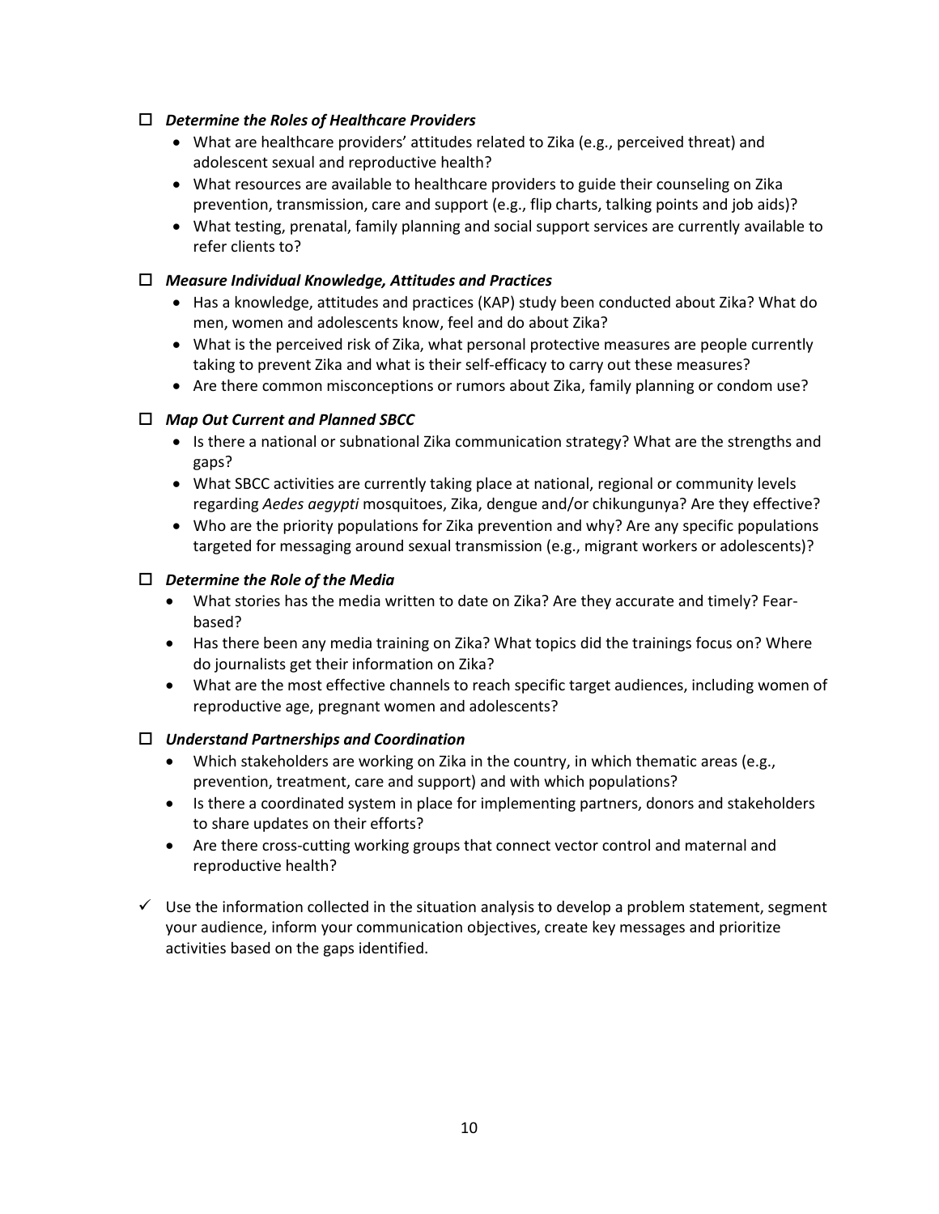- ☐ ***Determine the Roles of Healthcare Providers***
  - What are healthcare providers' attitudes related to Zika (e.g., perceived threat) and adolescent sexual and reproductive health?
  - What resources are available to healthcare providers to guide their counseling on Zika prevention, transmission, care and support (e.g., flip charts, talking points and job aids)?
  - What testing, prenatal, family planning and social support services are currently available to refer clients to?

- ☐ ***Measure Individual Knowledge, Attitudes and Practices***
  - Has a knowledge, attitudes and practices (KAP) study been conducted about Zika? What do men, women and adolescents know, feel and do about Zika?
  - What is the perceived risk of Zika, what personal protective measures are people currently taking to prevent Zika and what is their self-efficacy to carry out these measures?
  - Are there common misconceptions or rumors about Zika, family planning or condom use?

- ☐ ***Map Out Current and Planned SBCC***
  - Is there a national or subnational Zika communication strategy? What are the strengths and gaps?
  - What SBCC activities are currently taking place at national, regional or community levels regarding *Aedes aegypti* mosquitoes, Zika, dengue and/or chikungunya? Are they effective?
  - Who are the priority populations for Zika prevention and why? Are any specific populations targeted for messaging around sexual transmission (e.g., migrant workers or adolescents)?

- ☐ ***Determine the Role of the Media***
  - What stories has the media written to date on Zika? Are they accurate and timely? Fear-based?
  - Has there been any media training on Zika? What topics did the trainings focus on? Where do journalists get their information on Zika?
  - What are the most effective channels to reach specific target audiences, including women of reproductive age, pregnant women and adolescents?

- ☐ ***Understand Partnerships and Coordination***
  - Which stakeholders are working on Zika in the country, in which thematic areas (e.g., prevention, treatment, care and support) and with which populations?
  - Is there a coordinated system in place for implementing partners, donors and stakeholders to share updates on their efforts?
  - Are there cross-cutting working groups that connect vector control and maternal and reproductive health?

- ✓ Use the information collected in the situation analysis to develop a problem statement, segment your audience, inform your communication objectives, create key messages and prioritize activities based on the gaps identified.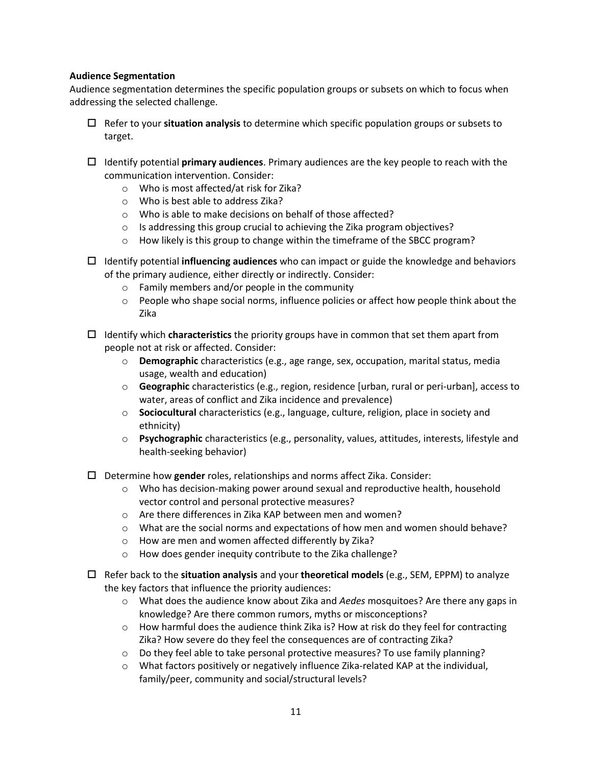**Audience Segmentation**

Audience segmentation determines the specific population groups or subsets on which to focus when addressing the selected challenge.

- ☐ Refer to your **situation analysis** to determine which specific population groups or subsets to target.

- ☐ Identify potential **primary audiences**. Primary audiences are the key people to reach with the communication intervention. Consider:
  - Who is most affected/at risk for Zika?
  - Who is best able to address Zika?
  - Who is able to make decisions on behalf of those affected?
  - Is addressing this group crucial to achieving the Zika program objectives?
  - How likely is this group to change within the timeframe of the SBCC program?

- ☐ Identify potential **influencing audiences** who can impact or guide the knowledge and behaviors of the primary audience, either directly or indirectly. Consider:
  - Family members and/or people in the community
  - People who shape social norms, influence policies or affect how people think about the Zika

- ☐ Identify which **characteristics** the priority groups have in common that set them apart from people not at risk or affected. Consider:
  - **Demographic** characteristics (e.g., age range, sex, occupation, marital status, media usage, wealth and education)
  - **Geographic** characteristics (e.g., region, residence [urban, rural or peri-urban], access to water, areas of conflict and Zika incidence and prevalence)
  - **Sociocultural** characteristics (e.g., language, culture, religion, place in society and ethnicity)
  - **Psychographic** characteristics (e.g., personality, values, attitudes, interests, lifestyle and health-seeking behavior)

- ☐ Determine how **gender** roles, relationships and norms affect Zika. Consider:
  - Who has decision-making power around sexual and reproductive health, household vector control and personal protective measures?
  - Are there differences in Zika KAP between men and women?
  - What are the social norms and expectations of how men and women should behave?
  - How are men and women affected differently by Zika?
  - How does gender inequity contribute to the Zika challenge?

- ☐ Refer back to the **situation analysis** and your **theoretical models** (e.g., SEM, EPPM) to analyze the key factors that influence the priority audiences:
  - What does the audience know about Zika and *Aedes* mosquitoes? Are there any gaps in knowledge? Are there common rumors, myths or misconceptions?
  - How harmful does the audience think Zika is? How at risk do they feel for contracting Zika? How severe do they feel the consequences are of contracting Zika?
  - Do they feel able to take personal protective measures? To use family planning?
  - What factors positively or negatively influence Zika-related KAP at the individual, family/peer, community and social/structural levels?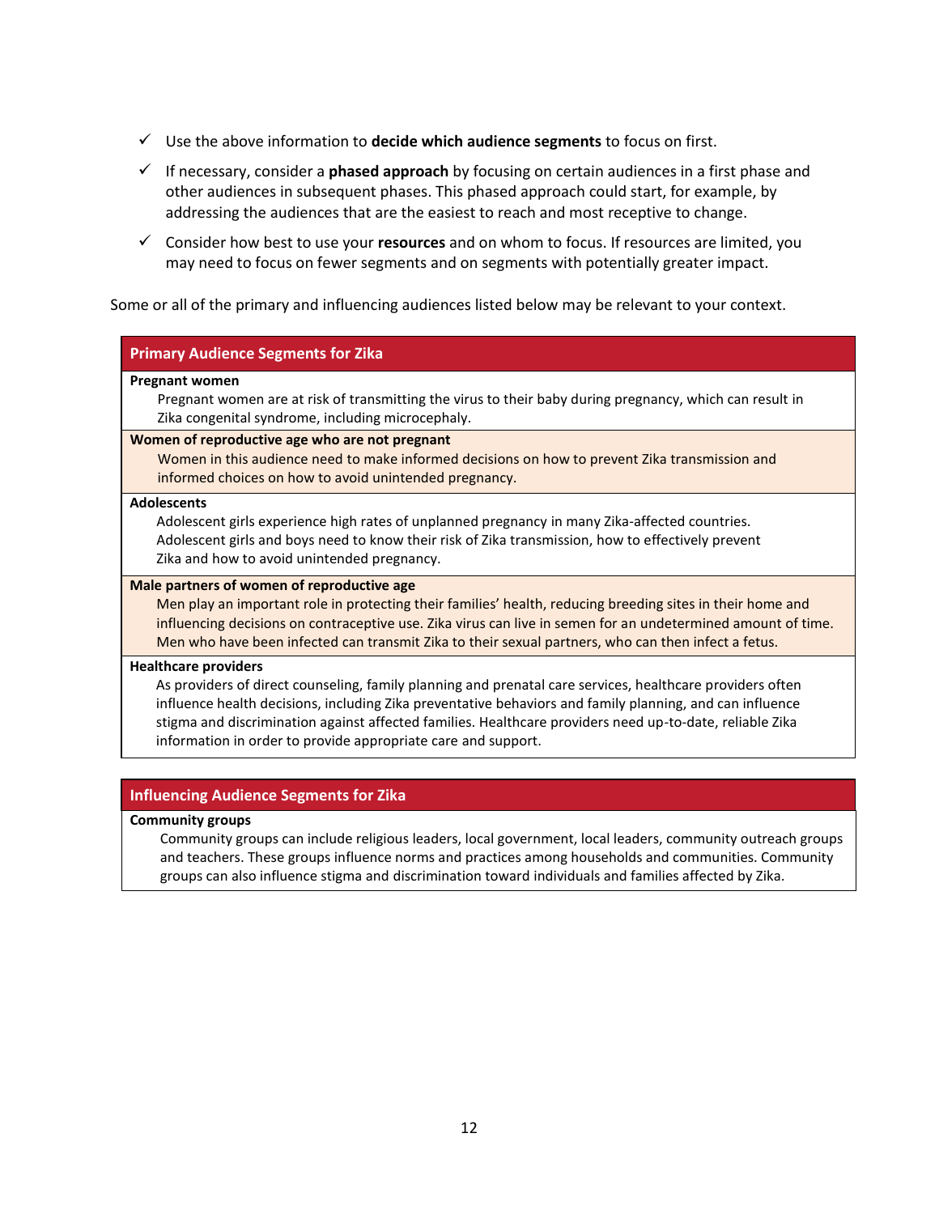- ✓ Use the above information to **decide which audience segments** to focus on first.
- ✓ If necessary, consider a **phased approach** by focusing on certain audiences in a first phase and other audiences in subsequent phases. This phased approach could start, for example, by addressing the audiences that are the easiest to reach and most receptive to change.
- ✓ Consider how best to use your **resources** and on whom to focus. If resources are limited, you may need to focus on fewer segments and on segments with potentially greater impact.

Some or all of the primary and influencing audiences listed below may be relevant to your context.

| Primary Audience Segments for Zika |
| --- |
| **Pregnant women**<br>Pregnant women are at risk of transmitting the virus to their baby during pregnancy, which can result in Zika congenital syndrome, including microcephaly. |
| **Women of reproductive age who are not pregnant**<br>Women in this audience need to make informed decisions on how to prevent Zika transmission and informed choices on how to avoid unintended pregnancy. |
| **Adolescents**<br>Adolescent girls experience high rates of unplanned pregnancy in many Zika-affected countries. Adolescent girls and boys need to know their risk of Zika transmission, how to effectively prevent Zika and how to avoid unintended pregnancy. |
| **Male partners of women of reproductive age**<br>Men play an important role in protecting their families' health, reducing breeding sites in their home and influencing decisions on contraceptive use. Zika virus can live in semen for an undetermined amount of time. Men who have been infected can transmit Zika to their sexual partners, who can then infect a fetus. |
| **Healthcare providers**<br>As providers of direct counseling, family planning and prenatal care services, healthcare providers often influence health decisions, including Zika preventative behaviors and family planning, and can influence stigma and discrimination against affected families. Healthcare providers need up-to-date, reliable Zika information in order to provide appropriate care and support. |

| Influencing Audience Segments for Zika |
| --- |
| **Community groups**<br>Community groups can include religious leaders, local government, local leaders, community outreach groups and teachers. These groups influence norms and practices among households and communities. Community groups can also influence stigma and discrimination toward individuals and families affected by Zika. |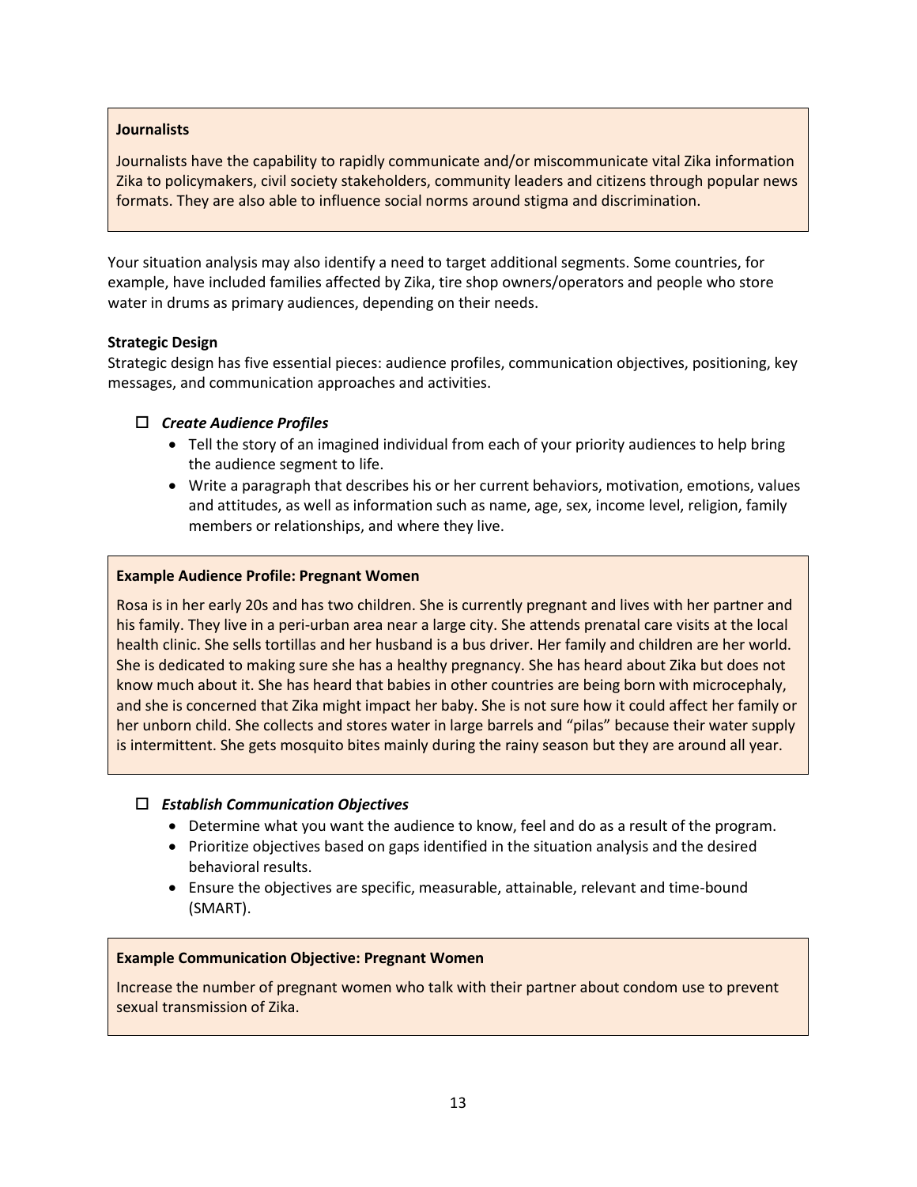**Journalists**

Journalists have the capability to rapidly communicate and/or miscommunicate vital Zika information Zika to policymakers, civil society stakeholders, community leaders and citizens through popular news formats. They are also able to influence social norms around stigma and discrimination.

Your situation analysis may also identify a need to target additional segments. Some countries, for example, have included families affected by Zika, tire shop owners/operators and people who store water in drums as primary audiences, depending on their needs.

**Strategic Design**

Strategic design has five essential pieces: audience profiles, communication objectives, positioning, key messages, and communication approaches and activities.

☐ ***Create Audience Profiles***

- Tell the story of an imagined individual from each of your priority audiences to help bring the audience segment to life.
- Write a paragraph that describes his or her current behaviors, motivation, emotions, values and attitudes, as well as information such as name, age, sex, income level, religion, family members or relationships, and where they live.

**Example Audience Profile: Pregnant Women**

Rosa is in her early 20s and has two children. She is currently pregnant and lives with her partner and his family. They live in a peri-urban area near a large city. She attends prenatal care visits at the local health clinic. She sells tortillas and her husband is a bus driver. Her family and children are her world. She is dedicated to making sure she has a healthy pregnancy. She has heard about Zika but does not know much about it. She has heard that babies in other countries are being born with microcephaly, and she is concerned that Zika might impact her baby. She is not sure how it could affect her family or her unborn child. She collects and stores water in large barrels and "pilas" because their water supply is intermittent. She gets mosquito bites mainly during the rainy season but they are around all year.

☐ ***Establish Communication Objectives***

- Determine what you want the audience to know, feel and do as a result of the program.
- Prioritize objectives based on gaps identified in the situation analysis and the desired behavioral results.
- Ensure the objectives are specific, measurable, attainable, relevant and time-bound (SMART).

**Example Communication Objective: Pregnant Women**

Increase the number of pregnant women who talk with their partner about condom use to prevent sexual transmission of Zika.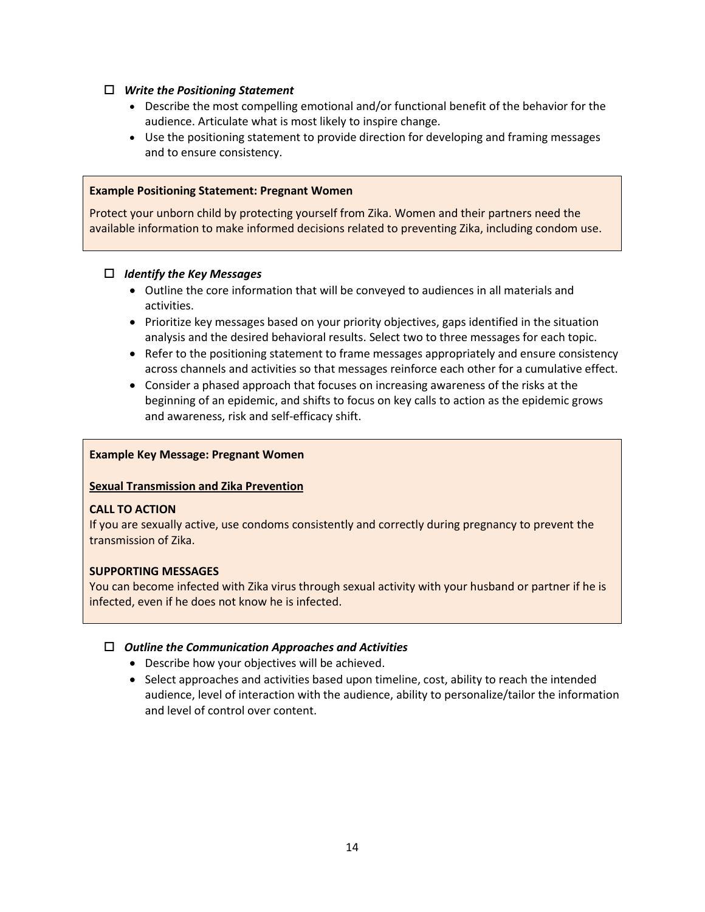☐ ***Write the Positioning Statement***

- Describe the most compelling emotional and/or functional benefit of the behavior for the audience. Articulate what is most likely to inspire change.
- Use the positioning statement to provide direction for developing and framing messages and to ensure consistency.

> **Example Positioning Statement: Pregnant Women**
>
> Protect your unborn child by protecting yourself from Zika. Women and their partners need the available information to make informed decisions related to preventing Zika, including condom use.

☐ ***Identify the Key Messages***

- Outline the core information that will be conveyed to audiences in all materials and activities.
- Prioritize key messages based on your priority objectives, gaps identified in the situation analysis and the desired behavioral results. Select two to three messages for each topic.
- Refer to the positioning statement to frame messages appropriately and ensure consistency across channels and activities so that messages reinforce each other for a cumulative effect.
- Consider a phased approach that focuses on increasing awareness of the risks at the beginning of an epidemic, and shifts to focus on key calls to action as the epidemic grows and awareness, risk and self-efficacy shift.

> **Example Key Message: Pregnant Women**
>
> **Sexual Transmission and Zika Prevention**
>
> **CALL TO ACTION**
> If you are sexually active, use condoms consistently and correctly during pregnancy to prevent the transmission of Zika.
>
> **SUPPORTING MESSAGES**
> You can become infected with Zika virus through sexual activity with your husband or partner if he is infected, even if he does not know he is infected.

☐ ***Outline the Communication Approaches and Activities***

- Describe how your objectives will be achieved.
- Select approaches and activities based upon timeline, cost, ability to reach the intended audience, level of interaction with the audience, ability to personalize/tailor the information and level of control over content.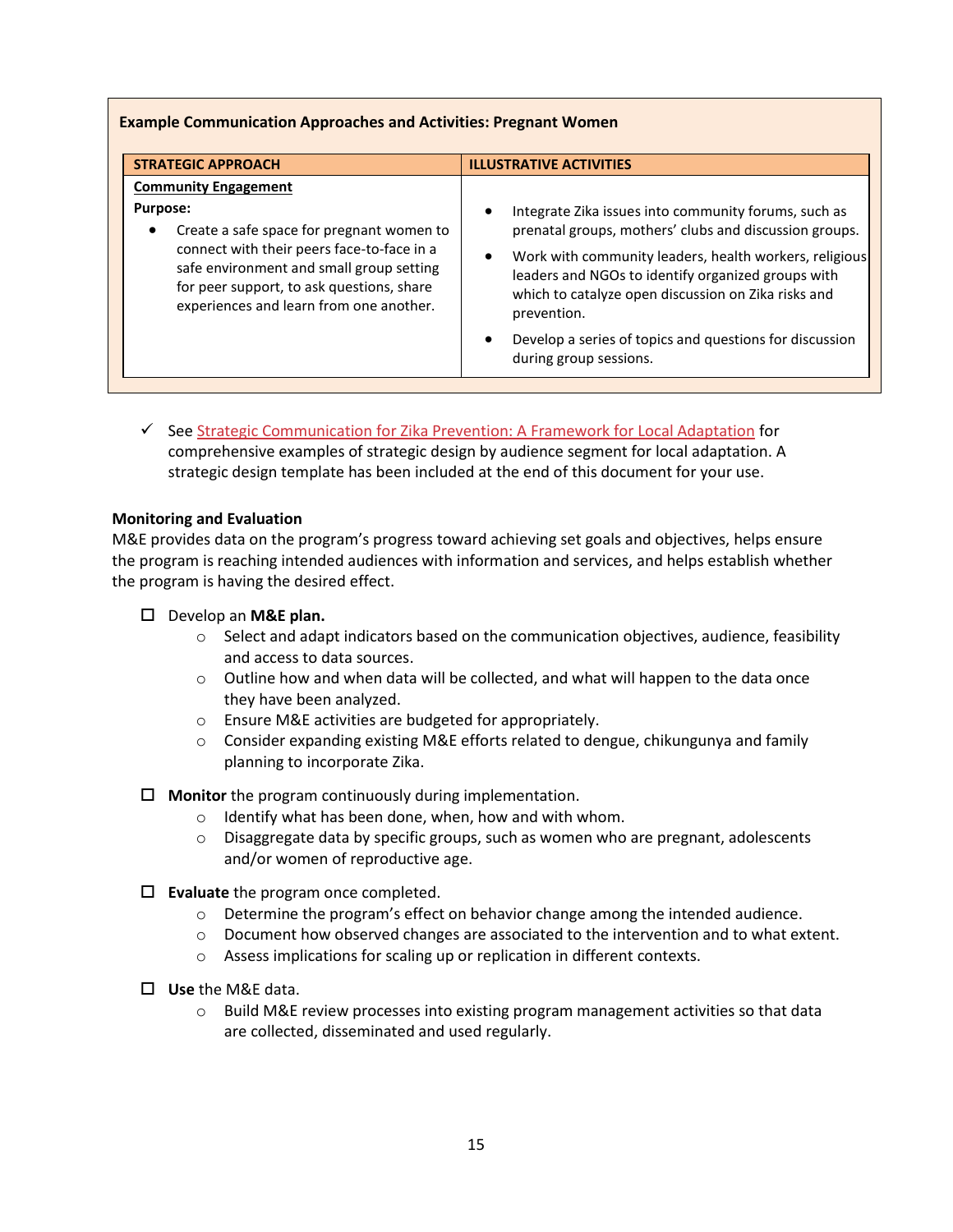**Example Communication Approaches and Activities: Pregnant Women**

| STRATEGIC APPROACH | ILLUSTRATIVE ACTIVITIES |
| --- | --- |
| **Community Engagement**<br>**Purpose:**<br>• Create a safe space for pregnant women to connect with their peers face-to-face in a safe environment and small group setting for peer support, to ask questions, share experiences and learn from one another. | • Integrate Zika issues into community forums, such as prenatal groups, mothers' clubs and discussion groups.<br>• Work with community leaders, health workers, religious leaders and NGOs to identify organized groups with which to catalyze open discussion on Zika risks and prevention.<br>• Develop a series of topics and questions for discussion during group sessions. |

✓ See Strategic Communication for Zika Prevention: A Framework for Local Adaptation for comprehensive examples of strategic design by audience segment for local adaptation. A strategic design template has been included at the end of this document for your use.

**Monitoring and Evaluation**

M&E provides data on the program's progress toward achieving set goals and objectives, helps ensure the program is reaching intended audiences with information and services, and helps establish whether the program is having the desired effect.

- ☐ Develop an **M&E plan.**
  - Select and adapt indicators based on the communication objectives, audience, feasibility and access to data sources.
  - Outline how and when data will be collected, and what will happen to the data once they have been analyzed.
  - Ensure M&E activities are budgeted for appropriately.
  - Consider expanding existing M&E efforts related to dengue, chikungunya and family planning to incorporate Zika.
- ☐ **Monitor** the program continuously during implementation.
  - Identify what has been done, when, how and with whom.
  - Disaggregate data by specific groups, such as women who are pregnant, adolescents and/or women of reproductive age.
- ☐ **Evaluate** the program once completed.
  - Determine the program's effect on behavior change among the intended audience.
  - Document how observed changes are associated to the intervention and to what extent.
  - Assess implications for scaling up or replication in different contexts.
- ☐ **Use** the M&E data.
  - Build M&E review processes into existing program management activities so that data are collected, disseminated and used regularly.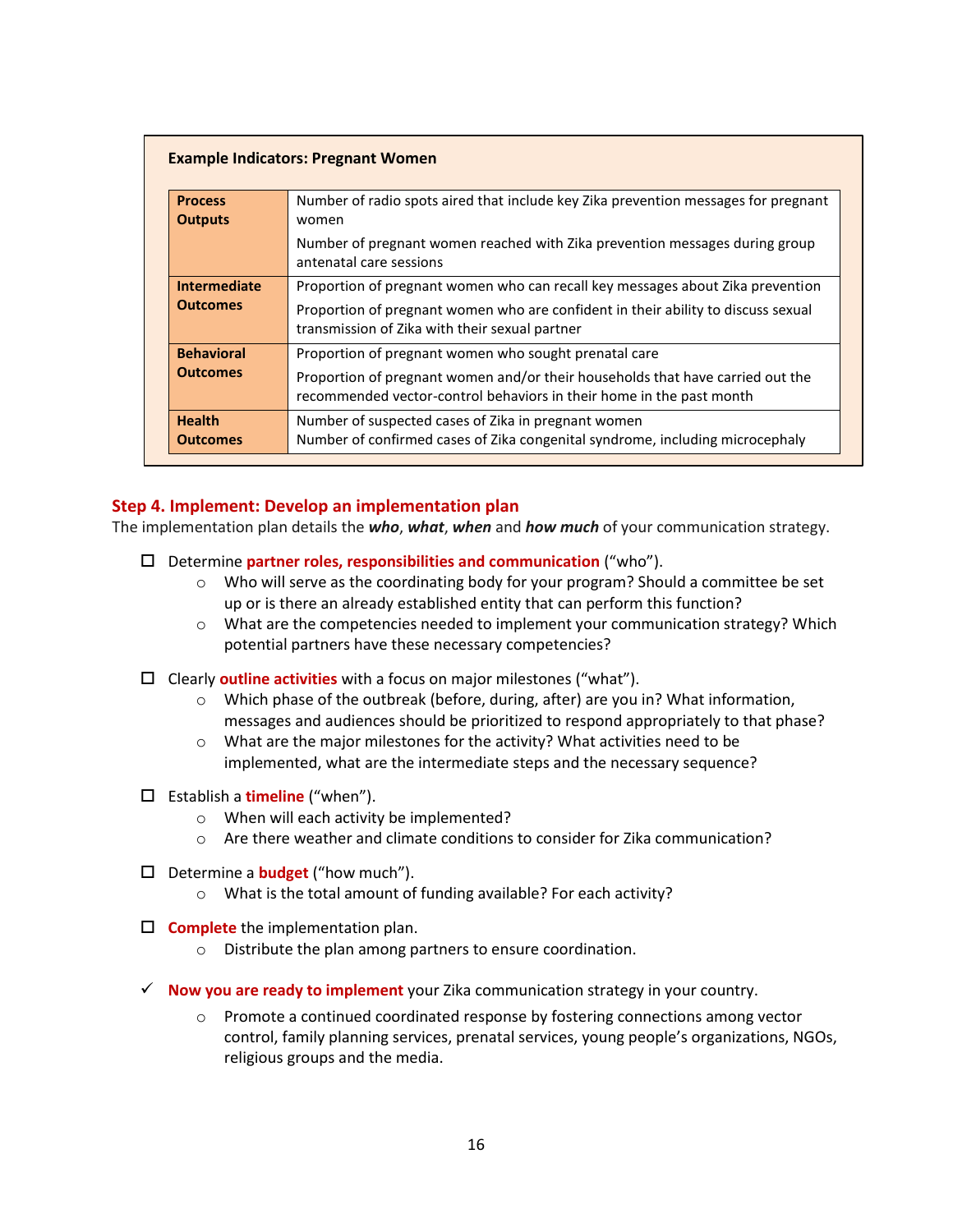**Example Indicators: Pregnant Women**

| | |
|---|---|
| **Process Outputs** | Number of radio spots aired that include key Zika prevention messages for pregnant women<br>Number of pregnant women reached with Zika prevention messages during group antenatal care sessions |
| **Intermediate Outcomes** | Proportion of pregnant women who can recall key messages about Zika prevention<br>Proportion of pregnant women who are confident in their ability to discuss sexual transmission of Zika with their sexual partner |
| **Behavioral Outcomes** | Proportion of pregnant women who sought prenatal care<br>Proportion of pregnant women and/or their households that have carried out the recommended vector-control behaviors in their home in the past month |
| **Health Outcomes** | Number of suspected cases of Zika in pregnant women<br>Number of confirmed cases of Zika congenital syndrome, including microcephaly |

## Step 4. Implement: Develop an implementation plan

The implementation plan details the ***who***, ***what***, ***when*** and ***how much*** of your communication strategy.

- ☐ Determine **partner roles, responsibilities and communication** ("who").
  - Who will serve as the coordinating body for your program? Should a committee be set up or is there an already established entity that can perform this function?
  - What are the competencies needed to implement your communication strategy? Which potential partners have these necessary competencies?
- ☐ Clearly **outline activities** with a focus on major milestones ("what").
  - Which phase of the outbreak (before, during, after) are you in? What information, messages and audiences should be prioritized to respond appropriately to that phase?
  - What are the major milestones for the activity? What activities need to be implemented, what are the intermediate steps and the necessary sequence?
- ☐ Establish a **timeline** ("when").
  - When will each activity be implemented?
  - Are there weather and climate conditions to consider for Zika communication?
- ☐ Determine a **budget** ("how much").
  - What is the total amount of funding available? For each activity?
- ☐ **Complete** the implementation plan.
  - Distribute the plan among partners to ensure coordination.
- ✓ **Now you are ready to implement** your Zika communication strategy in your country.
  - Promote a continued coordinated response by fostering connections among vector control, family planning services, prenatal services, young people's organizations, NGOs, religious groups and the media.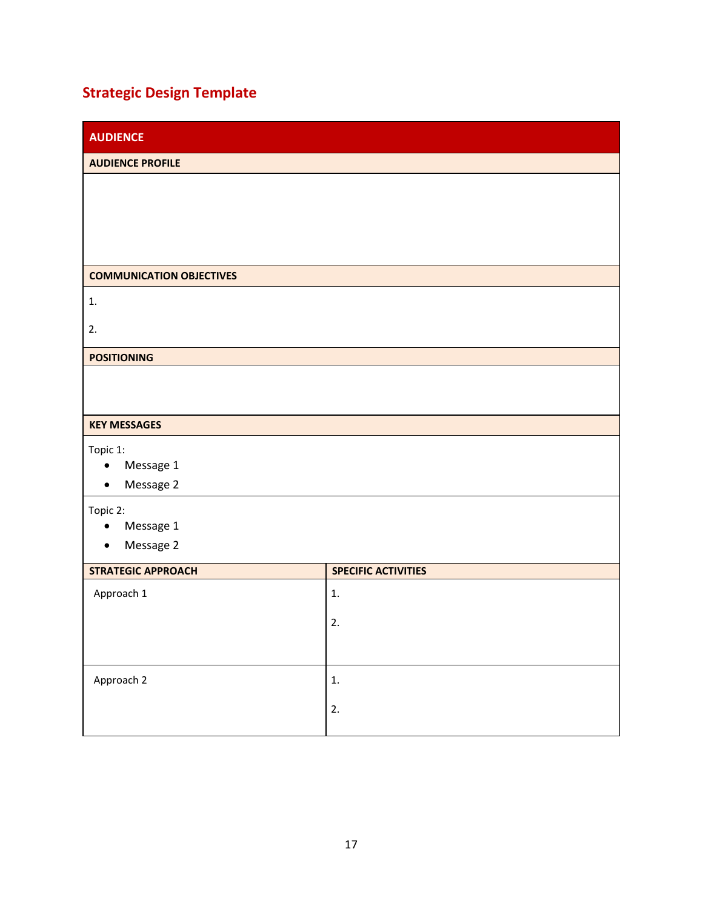## Strategic Design Template

| AUDIENCE | |
|---|---|
| **AUDIENCE PROFILE** | |
| | |
| **COMMUNICATION OBJECTIVES** | |
| 1.<br><br>2. | |
| **POSITIONING** | |
| | |
| **KEY MESSAGES** | |
| Topic 1:<br>• Message 1<br>• Message 2 | |
| Topic 2:<br>• Message 1<br>• Message 2 | |
| **STRATEGIC APPROACH** | **SPECIFIC ACTIVITIES** |
| Approach 1 | 1.<br><br>2. |
| Approach 2 | 1.<br><br>2. |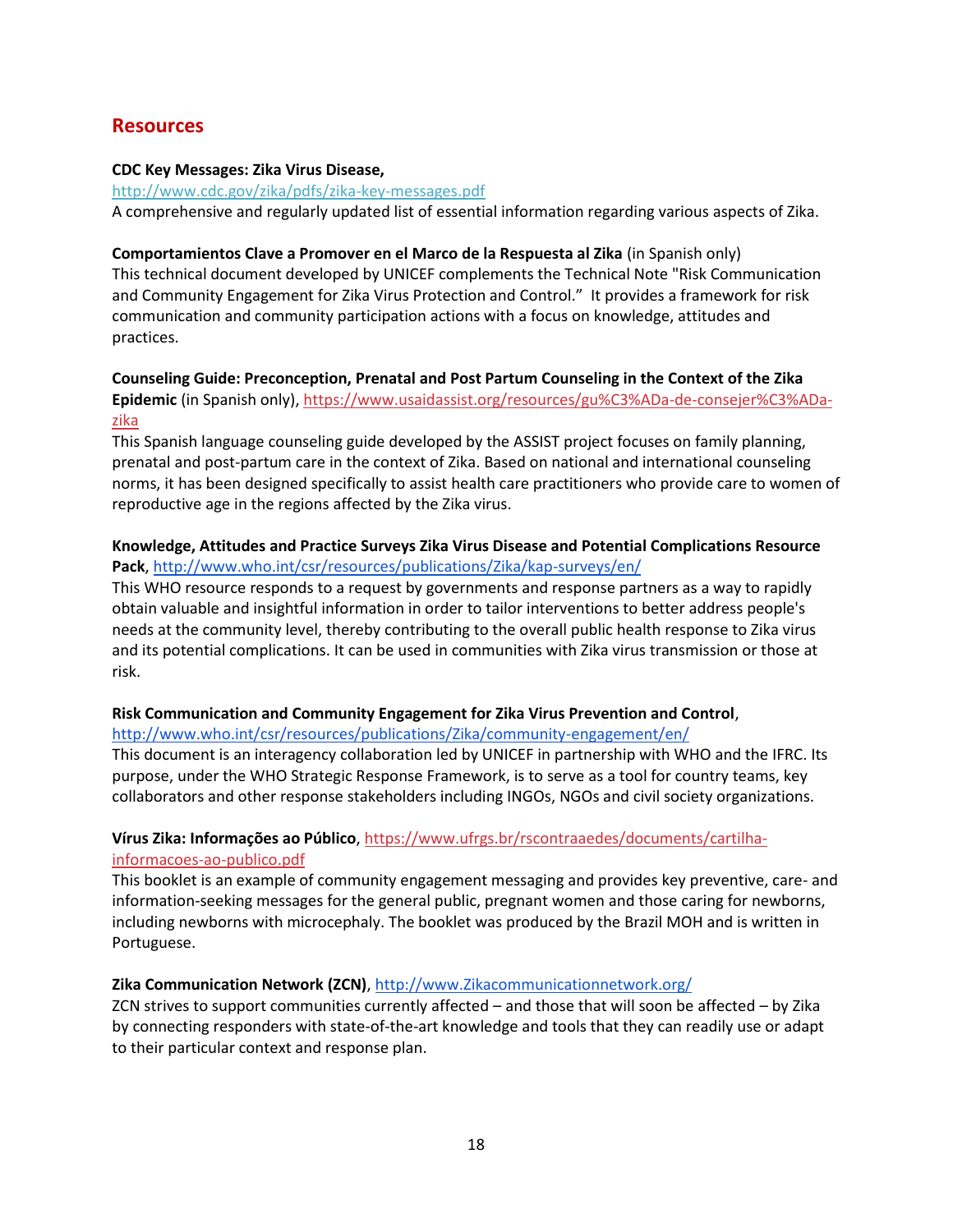## Resources

**CDC Key Messages: Zika Virus Disease,**
http://www.cdc.gov/zika/pdfs/zika-key-messages.pdf
A comprehensive and regularly updated list of essential information regarding various aspects of Zika.

**Comportamientos Clave a Promover en el Marco de la Respuesta al Zika** (in Spanish only)
This technical document developed by UNICEF complements the Technical Note "Risk Communication and Community Engagement for Zika Virus Protection and Control." It provides a framework for risk communication and community participation actions with a focus on knowledge, attitudes and practices.

**Counseling Guide: Preconception, Prenatal and Post Partum Counseling in the Context of the Zika Epidemic** (in Spanish only), https://www.usaidassist.org/resources/gu%C3%ADa-de-consejer%C3%ADa-zika
This Spanish language counseling guide developed by the ASSIST project focuses on family planning, prenatal and post-partum care in the context of Zika. Based on national and international counseling norms, it has been designed specifically to assist health care practitioners who provide care to women of reproductive age in the regions affected by the Zika virus.

**Knowledge, Attitudes and Practice Surveys Zika Virus Disease and Potential Complications Resource Pack**, http://www.who.int/csr/resources/publications/Zika/kap-surveys/en/
This WHO resource responds to a request by governments and response partners as a way to rapidly obtain valuable and insightful information in order to tailor interventions to better address people's needs at the community level, thereby contributing to the overall public health response to Zika virus and its potential complications. It can be used in communities with Zika virus transmission or those at risk.

**Risk Communication and Community Engagement for Zika Virus Prevention and Control**,
http://www.who.int/csr/resources/publications/Zika/community-engagement/en/
This document is an interagency collaboration led by UNICEF in partnership with WHO and the IFRC. Its purpose, under the WHO Strategic Response Framework, is to serve as a tool for country teams, key collaborators and other response stakeholders including INGOs, NGOs and civil society organizations.

**Vírus Zika: Informações ao Público**, https://www.ufrgs.br/rscontraaedes/documents/cartilha-informacoes-ao-publico.pdf
This booklet is an example of community engagement messaging and provides key preventive, care- and information-seeking messages for the general public, pregnant women and those caring for newborns, including newborns with microcephaly. The booklet was produced by the Brazil MOH and is written in Portuguese.

**Zika Communication Network (ZCN)**, http://www.Zikacommunicationnetwork.org/
ZCN strives to support communities currently affected – and those that will soon be affected – by Zika by connecting responders with state-of-the-art knowledge and tools that they can readily use or adapt to their particular context and response plan.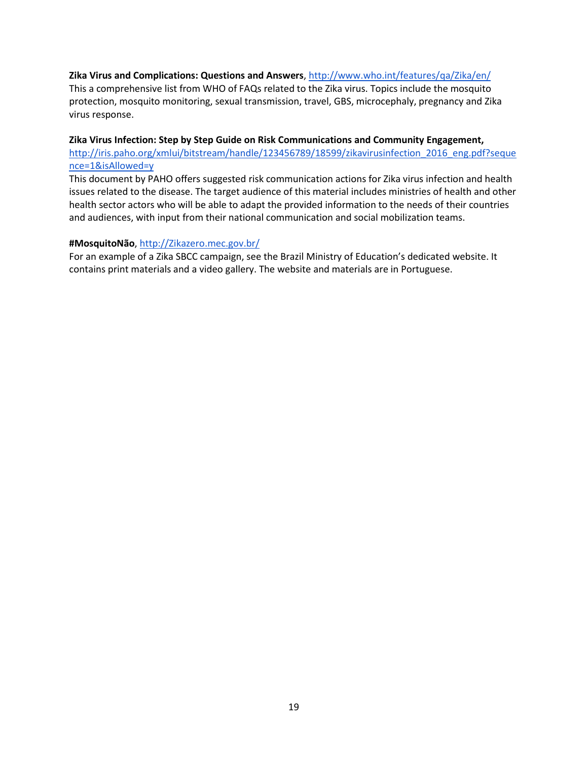**Zika Virus and Complications: Questions and Answers**, http://www.who.int/features/qa/Zika/en/
This a comprehensive list from WHO of FAQs related to the Zika virus. Topics include the mosquito protection, mosquito monitoring, sexual transmission, travel, GBS, microcephaly, pregnancy and Zika virus response.

**Zika Virus Infection: Step by Step Guide on Risk Communications and Community Engagement,** http://iris.paho.org/xmlui/bitstream/handle/123456789/18599/zikavirusinfection_2016_eng.pdf?sequence=1&isAllowed=y
This document by PAHO offers suggested risk communication actions for Zika virus infection and health issues related to the disease. The target audience of this material includes ministries of health and other health sector actors who will be able to adapt the provided information to the needs of their countries and audiences, with input from their national communication and social mobilization teams.

**#MosquitoNão**, http://Zikazero.mec.gov.br/
For an example of a Zika SBCC campaign, see the Brazil Ministry of Education's dedicated website. It contains print materials and a video gallery. The website and materials are in Portuguese.